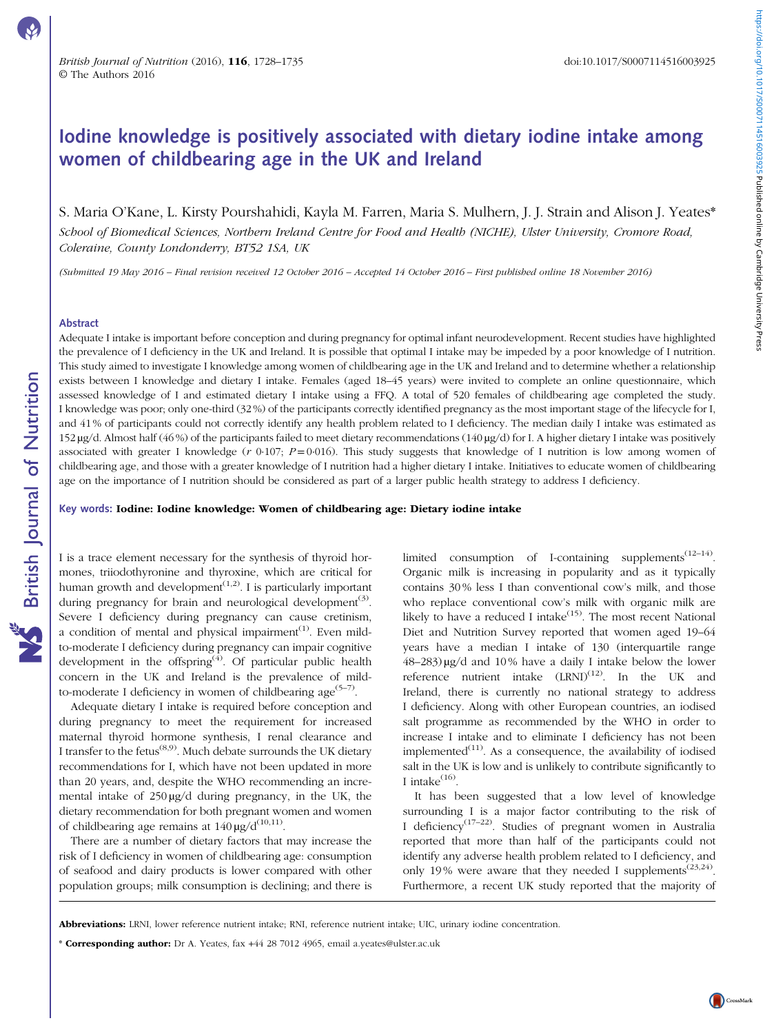# Iodine knowledge is positively associated with dietary iodine intake among women of childbearing age in the UK and Ireland

S. Maria O'Kane, L. Kirsty Pourshahidi, Kayla M. Farren, Maria S. Mulhern, J. J. Strain and Alison J. Yeates*

*School of Biomedical Sciences, Northern Ireland Centre for Food and Health (NICHE), Ulster University, Cromore Road, Coleraine, County Londonderry, BT52 1SA, UK*

*(Submitted 19 May 2016 – Final revision received 12 October 2016 – Accepted 14 October 2016 – First published online 18 November 2016)*

## Abstract

Adequate I intake is important before conception and during pregnancy for optimal infant neurodevelopment. Recent studies have highlighted the prevalence of I deficiency in the UK and Ireland. It is possible that optimal I intake may be impeded by a poor knowledge of I nutrition. This study aimed to investigate I knowledge among women of childbearing age in the UK and Ireland and to determine whether a relationship exists between I knowledge and dietary I intake. Females (aged 18–45 years) were invited to complete an online questionnaire, which assessed knowledge of I and estimated dietary I intake using a FFQ. A total of 520 females of childbearing age completed the study. I knowledge was poor; only one-third (32 %) of the participants correctly identified pregnancy as the most important stage of the lifecycle for I, and 41 % of participants could not correctly identify any health problem related to I deficiency. The median daily I intake was estimated as 152 µg/d. Almost half (46 %) of the participants failed to meet dietary recommendations (140 µg/d) for I. A higher dietary I intake was positively associated with greater I knowledge ($r$ 0·107; $P$ = 0·016). This study suggests that knowledge of I nutrition is low among women of childbearing age, and those with a greater knowledge of I nutrition had a higher dietary I intake. Initiatives to educate women of childbearing age on the importance of I nutrition should be considered as part of a larger public health strategy to address I deficiency.

**Key words: Iodine: Iodine knowledge: Women of childbearing age: Dietary iodine intake**

I is a trace element necessary for the synthesis of thyroid hormones, triiodothyronine and thyroxine, which are critical for human growth and development[1,2]. I is particularly important during pregnancy for brain and neurological development[3]. Severe I deficiency during pregnancy can cause cretinism, a condition of mental and physical impairment[1]. Even mild-to-moderate I deficiency during pregnancy can impair cognitive development in the offspring[4]. Of particular public health concern in the UK and Ireland is the prevalence of mild-to-moderate I deficiency in women of childbearing age[5–7].

Adequate dietary I intake is required before conception and during pregnancy to meet the requirement for increased maternal thyroid hormone synthesis, I renal clearance and I transfer to the fetus[8,9]. Much debate surrounds the UK dietary recommendations for I, which have not been updated in more than 20 years, and, despite the WHO recommending an incremental intake of 250 µg/d during pregnancy, in the UK, the dietary recommendation for both pregnant women and women of childbearing age remains at 140 µg/d[10,11].

There are a number of dietary factors that may increase the risk of I deficiency in women of childbearing age: consumption of seafood and dairy products is lower compared with other population groups; milk consumption is declining; and there is limited consumption of I-containing supplements[12–14]. Organic milk is increasing in popularity and as it typically contains 30 % less I than conventional cow's milk, and those who replace conventional cow's milk with organic milk are likely to have a reduced I intake[15]. The most recent National Diet and Nutrition Survey reported that women aged 19–64 years have a median I intake of 130 (interquartile range 48–283) µg/d and 10 % have a daily I intake below the lower reference nutrient intake (LRNI)[12]. In the UK and Ireland, there is currently no national strategy to address I deficiency. Along with other European countries, an iodised salt programme as recommended by the WHO in order to increase I intake and to eliminate I deficiency has not been implemented[11]. As a consequence, the availability of iodised salt in the UK is low and is unlikely to contribute significantly to I intake[16].

It has been suggested that a low level of knowledge surrounding I is a major factor contributing to the risk of I deficiency[17–22]. Studies of pregnant women in Australia reported that more than half of the participants could not identify any adverse health problem related to I deficiency, and only 19 % were aware that they needed I supplements[23,24]. Furthermore, a recent UK study reported that the majority of

**Abbreviations:** LRNI, lower reference nutrient intake; RNI, reference nutrient intake; UIC, urinary iodine concentration.

\* **Corresponding author:** Dr A. Yeates, fax +44 28 7012 4965, email a.yeates@ulster.ac.uk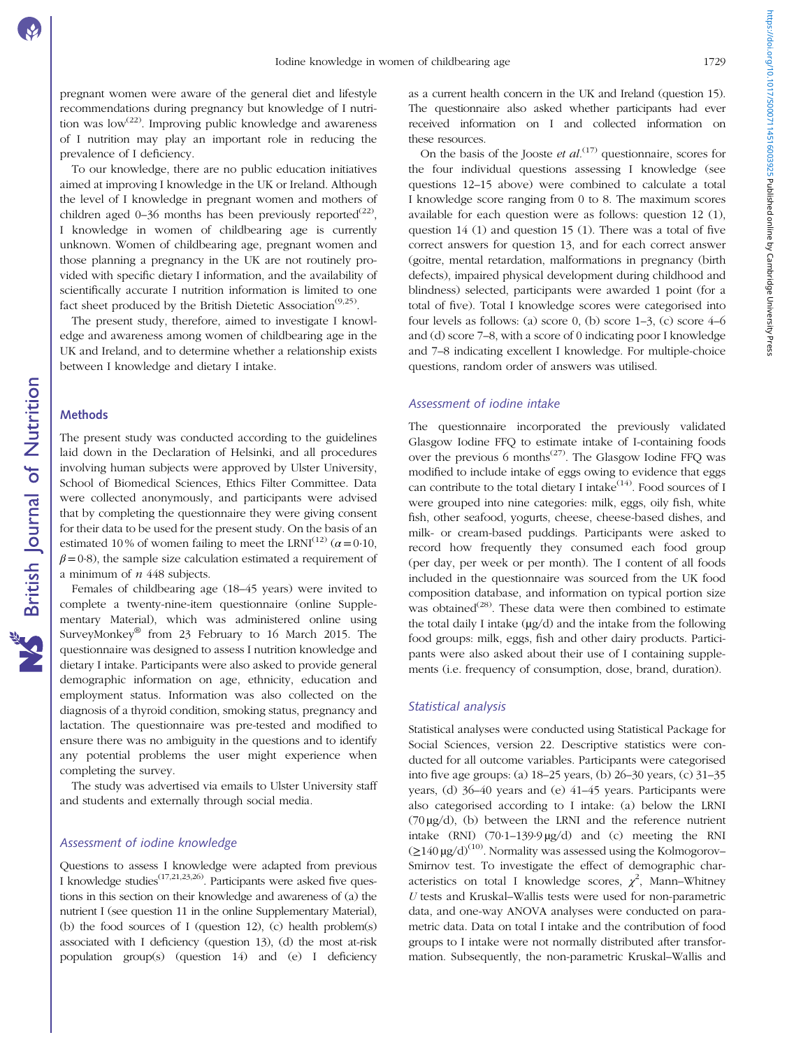pregnant women were aware of the general diet and lifestyle recommendations during pregnancy but knowledge of I nutrition was low[22]. Improving public knowledge and awareness of I nutrition may play an important role in reducing the prevalence of I deficiency.

To our knowledge, there are no public education initiatives aimed at improving I knowledge in the UK or Ireland. Although the level of I knowledge in pregnant women and mothers of children aged 0–36 months has been previously reported[22], I knowledge in women of childbearing age is currently unknown. Women of childbearing age, pregnant women and those planning a pregnancy in the UK are not routinely provided with specific dietary I information, and the availability of scientifically accurate I nutrition information is limited to one fact sheet produced by the British Dietetic Association[9,25].

The present study, therefore, aimed to investigate I knowledge and awareness among women of childbearing age in the UK and Ireland, and to determine whether a relationship exists between I knowledge and dietary I intake.

## Methods

The present study was conducted according to the guidelines laid down in the Declaration of Helsinki, and all procedures involving human subjects were approved by Ulster University, School of Biomedical Sciences, Ethics Filter Committee. Data were collected anonymously, and participants were advised that by completing the questionnaire they were giving consent for their data to be used for the present study. On the basis of an estimated 10 % of women failing to meet the LRNI[12] ($\alpha = 0{\cdot}10$, $\beta = 0{\cdot}8$), the sample size calculation estimated a requirement of a minimum of *n* 448 subjects.

Females of childbearing age (18–45 years) were invited to complete a twenty-nine-item questionnaire (online Supplementary Material), which was administered online using SurveyMonkey® from 23 February to 16 March 2015. The questionnaire was designed to assess I nutrition knowledge and dietary I intake. Participants were also asked to provide general demographic information on age, ethnicity, education and employment status. Information was also collected on the diagnosis of a thyroid condition, smoking status, pregnancy and lactation. The questionnaire was pre-tested and modified to ensure there was no ambiguity in the questions and to identify any potential problems the user might experience when completing the survey.

The study was advertised via emails to Ulster University staff and students and externally through social media.

### *Assessment of iodine knowledge*

Questions to assess I knowledge were adapted from previous I knowledge studies[17,21,23,26]. Participants were asked five questions in this section on their knowledge and awareness of (a) the nutrient I (see question 11 in the online Supplementary Material), (b) the food sources of I (question 12), (c) health problem(s) associated with I deficiency (question 13), (d) the most at-risk population group(s) (question 14) and (e) I deficiency as a current health concern in the UK and Ireland (question 15). The questionnaire also asked whether participants had ever received information on I and collected information on these resources.

On the basis of the Jooste *et al.*[17] questionnaire, scores for the four individual questions assessing I knowledge (see questions 12–15 above) were combined to calculate a total I knowledge score ranging from 0 to 8. The maximum scores available for each question were as follows: question 12 (1), question 14 (1) and question 15 (1). There was a total of five correct answers for question 13, and for each correct answer (goitre, mental retardation, malformations in pregnancy (birth defects), impaired physical development during childhood and blindness) selected, participants were awarded 1 point (for a total of five). Total I knowledge scores were categorised into four levels as follows: (a) score 0, (b) score 1–3, (c) score 4–6 and (d) score 7–8, with a score of 0 indicating poor I knowledge and 7–8 indicating excellent I knowledge. For multiple-choice questions, random order of answers was utilised.

### *Assessment of iodine intake*

The questionnaire incorporated the previously validated Glasgow Iodine FFQ to estimate intake of I-containing foods over the previous 6 months[27]. The Glasgow Iodine FFQ was modified to include intake of eggs owing to evidence that eggs can contribute to the total dietary I intake[14]. Food sources of I were grouped into nine categories: milk, eggs, oily fish, white fish, other seafood, yogurts, cheese, cheese-based dishes, and milk- or cream-based puddings. Participants were asked to record how frequently they consumed each food group (per day, per week or per month). The I content of all foods included in the questionnaire was sourced from the UK food composition database, and information on typical portion size was obtained[28]. These data were then combined to estimate the total daily I intake (μg/d) and the intake from the following food groups: milk, eggs, fish and other dairy products. Participants were also asked about their use of I containing supplements (i.e. frequency of consumption, dose, brand, duration).

### *Statistical analysis*

Statistical analyses were conducted using Statistical Package for Social Sciences, version 22. Descriptive statistics were conducted for all outcome variables. Participants were categorised into five age groups: (a) 18–25 years, (b) 26–30 years, (c) 31–35 years, (d) 36–40 years and (e) 41–45 years. Participants were also categorised according to I intake: (a) below the LRNI (70 μg/d), (b) between the LRNI and the reference nutrient intake (RNI) (70·1–139·9 μg/d) and (c) meeting the RNI (≥140 μg/d)[10]. Normality was assessed using the Kolmogorov–Smirnov test. To investigate the effect of demographic characteristics on total I knowledge scores, $\chi^2$, Mann–Whitney *U* tests and Kruskal–Wallis tests were used for non-parametric data, and one-way ANOVA analyses were conducted on parametric data. Data on total I intake and the contribution of food groups to I intake were not normally distributed after transformation. Subsequently, the non-parametric Kruskal–Wallis and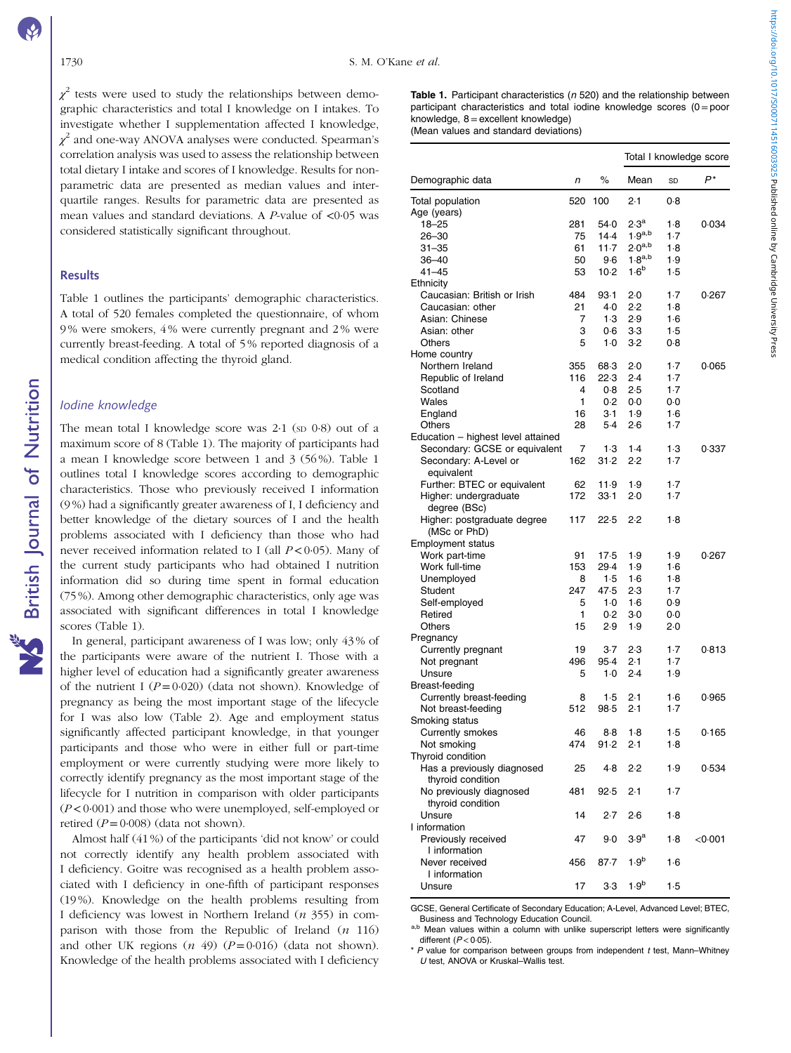$\chi^2$ tests were used to study the relationships between demographic characteristics and total I knowledge on I intakes. To investigate whether I supplementation affected I knowledge, $\chi^2$ and one-way ANOVA analyses were conducted. Spearman's correlation analysis was used to assess the relationship between total dietary I intake and scores of I knowledge. Results for non-parametric data are presented as median values and inter-quartile ranges. Results for parametric data are presented as mean values and standard deviations. A $P$-value of <0·05 was considered statistically significant throughout.

## Results

Table 1 outlines the participants' demographic characteristics. A total of 520 females completed the questionnaire, of whom 9 % were smokers, 4 % were currently pregnant and 2 % were currently breast-feeding. A total of 5 % reported diagnosis of a medical condition affecting the thyroid gland.

### *Iodine knowledge*

The mean total I knowledge score was 2·1 (SD 0·8) out of a maximum score of 8 (Table 1). The majority of participants had a mean I knowledge score between 1 and 3 (56 %). Table 1 outlines total I knowledge scores according to demographic characteristics. Those who previously received I information (9 %) had a significantly greater awareness of I, I deficiency and better knowledge of the dietary sources of I and the health problems associated with I deficiency than those who had never received information related to I (all $P$ < 0·05). Many of the current study participants who had obtained I nutrition information did so during time spent in formal education (75 %). Among other demographic characteristics, only age was associated with significant differences in total I knowledge scores (Table 1).

In general, participant awareness of I was low; only 43 % of the participants were aware of the nutrient I. Those with a higher level of education had a significantly greater awareness of the nutrient I ($P$ = 0·020) (data not shown). Knowledge of pregnancy as being the most important stage of the lifecycle for I was also low (Table 2). Age and employment status significantly affected participant knowledge, in that younger participants and those who were in either full or part-time employment or were currently studying were more likely to correctly identify pregnancy as the most important stage of the lifecycle for I nutrition in comparison with older participants ($P$ < 0·001) and those who were unemployed, self-employed or retired ($P$ = 0·008) (data not shown).

Almost half (41 %) of the participants 'did not know' or could not correctly identify any health problem associated with I deficiency. Goitre was recognised as a health problem associated with I deficiency in one-fifth of participant responses (19 %). Knowledge on the health problems resulting from I deficiency was lowest in Northern Ireland ($n$ 355) in comparison with those from the Republic of Ireland ($n$ 116) and other UK regions ($n$ 49) ($P$ = 0·016) (data not shown). Knowledge of the health problems associated with I deficiency

**Table 1.** Participant characteristics ($n$ 520) and the relationship between participant characteristics and total iodine knowledge scores (0 = poor knowledge, 8 = excellent knowledge)
(Mean values and standard deviations)

| | | | Total I knowledge score | | |
|---|---|---|---|---|---|
| Demographic data | $n$ | % | Mean | SD | $P$* |
| Total population | 520 | 100 | 2·1 | 0·8 | |
| Age (years) | | | | | |
| 18–25 | 281 | 54·0 | 2·3[a] | 1·8 | 0·034 |
| 26–30 | 75 | 14·4 | 1·9[a,b] | 1·7 | |
| 31–35 | 61 | 11·7 | 2·0[a,b] | 1·8 | |
| 36–40 | 50 | 9·6 | 1·8[a,b] | 1·9 | |
| 41–45 | 53 | 10·2 | 1·6[b] | 1·5 | |
| Ethnicity | | | | | |
| Caucasian: British or Irish | 484 | 93·1 | 2·0 | 1·7 | 0·267 |
| Caucasian: other | 21 | 4·0 | 2·2 | 1·8 | |
| Asian: Chinese | 7 | 1·3 | 2·9 | 1·6 | |
| Asian: other | 3 | 0·6 | 3·3 | 1·5 | |
| Others | 5 | 1·0 | 3·2 | 0·8 | |
| Home country | | | | | |
| Northern Ireland | 355 | 68·3 | 2·0 | 1·7 | 0·065 |
| Republic of Ireland | 116 | 22·3 | 2·4 | 1·7 | |
| Scotland | 4 | 0·8 | 2·5 | 1·7 | |
| Wales | 1 | 0·2 | 0·0 | 0·0 | |
| England | 16 | 3·1 | 1·9 | 1·6 | |
| Others | 28 | 5·4 | 2·6 | 1·7 | |
| Education – highest level attained | | | | | |
| Secondary: GCSE or equivalent | 7 | 1·3 | 1·4 | 1·3 | 0·337 |
| Secondary: A-Level or equivalent | 162 | 31·2 | 2·2 | 1·7 | |
| Further: BTEC or equivalent | 62 | 11·9 | 1·9 | 1·7 | |
| Higher: undergraduate degree (BSc) | 172 | 33·1 | 2·0 | 1·7 | |
| Higher: postgraduate degree (MSc or PhD) | 117 | 22·5 | 2·2 | 1·8 | |
| Employment status | | | | | |
| Work part-time | 91 | 17·5 | 1·9 | 1·9 | 0·267 |
| Work full-time | 153 | 29·4 | 1·9 | 1·6 | |
| Unemployed | 8 | 1·5 | 1·6 | 1·8 | |
| Student | 247 | 47·5 | 2·3 | 1·7 | |
| Self-employed | 5 | 1·0 | 1·6 | 0·9 | |
| Retired | 1 | 0·2 | 3·0 | 0·0 | |
| Others | 15 | 2·9 | 1·9 | 2·0 | |
| Pregnancy | | | | | |
| Currently pregnant | 19 | 3·7 | 2·3 | 1·7 | 0·813 |
| Not pregnant | 496 | 95·4 | 2·1 | 1·7 | |
| Unsure | 5 | 1·0 | 2·4 | 1·9 | |
| Breast-feeding | | | | | |
| Currently breast-feeding | 8 | 1·5 | 2·1 | 1·6 | 0·965 |
| Not breast-feeding | 512 | 98·5 | 2·1 | 1·7 | |
| Smoking status | | | | | |
| Currently smokes | 46 | 8·8 | 1·8 | 1·5 | 0·165 |
| Not smoking | 474 | 91·2 | 2·1 | 1·8 | |
| Thyroid condition | | | | | |
| Has a previously diagnosed thyroid condition | 25 | 4·8 | 2·2 | 1·9 | 0·534 |
| No previously diagnosed thyroid condition | 481 | 92·5 | 2·1 | 1·7 | |
| Unsure | 14 | 2·7 | 2·6 | 1·8 | |
| I information | | | | | |
| Previously received I information | 47 | 9·0 | 3·9[a] | 1·8 | <0·001 |
| Never received I information | 456 | 87·7 | 1·9[b] | 1·6 | |
| Unsure | 17 | 3·3 | 1·9[b] | 1·5 | |

GCSE, General Certificate of Secondary Education; A-Level, Advanced Level; BTEC, Business and Technology Education Council.
[a,b] Mean values within a column with unlike superscript letters were significantly different ($P$ < 0·05).
* $P$ value for comparison between groups from independent $t$ test, Mann–Whitney $U$ test, ANOVA or Kruskal–Wallis test.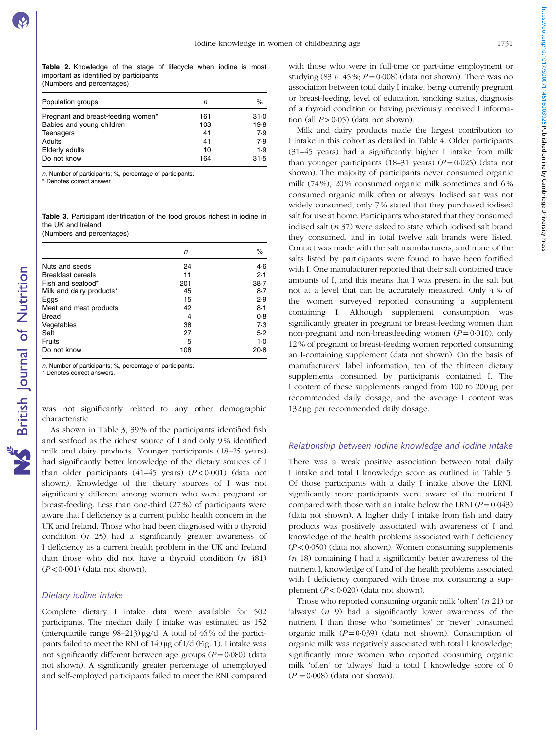**Table 2.** Knowledge of the stage of lifecycle when iodine is most important as identified by participants
(Numbers and percentages)

| Population groups | *n* | % |
|---|---|---|
| Pregnant and breast-feeding women* | 161 | 31·0 |
| Babies and young children | 103 | 19·8 |
| Teenagers | 41 | 7·9 |
| Adults | 41 | 7·9 |
| Elderly adults | 10 | 1·9 |
| Do not know | 164 | 31·5 |

*n*, Number of participants; %, percentage of participants.
* Denotes correct answer.

**Table 3.** Participant identification of the food groups richest in iodine in the UK and Ireland
(Numbers and percentages)

| | *n* | % |
|---|---|---|
| Nuts and seeds | 24 | 4·6 |
| Breakfast cereals | 11 | 2·1 |
| Fish and seafood* | 201 | 38·7 |
| Milk and dairy products* | 45 | 8·7 |
| Eggs | 15 | 2·9 |
| Meat and meat products | 42 | 8·1 |
| Bread | 4 | 0·8 |
| Vegetables | 38 | 7·3 |
| Salt | 27 | 5·2 |
| Fruits | 5 | 1·0 |
| Do not know | 108 | 20·8 |

*n*, Number of participants; %, percentage of participants.
* Denotes correct answers.

was not significantly related to any other demographic characteristic.

As shown in Table 3, 39 % of the participants identified fish and seafood as the richest source of I and only 9 % identified milk and dairy products. Younger participants (18–25 years) had significantly better knowledge of the dietary sources of I than older participants (41–45 years) ($P < 0·001$) (data not shown). Knowledge of the dietary sources of I was not significantly different among women who were pregnant or breast-feeding. Less than one-third (27 %) of participants were aware that I deficiency is a current public health concern in the UK and Ireland. Those who had been diagnosed with a thyroid condition (*n* 25) had a significantly greater awareness of I deficiency as a current health problem in the UK and Ireland than those who did not have a thyroid condition (*n* 481) ($P < 0·001$) (data not shown).

### *Dietary iodine intake*

Complete dietary I intake data were available for 502 participants. The median daily I intake was estimated as 152 (interquartile range 98–213) μg/d. A total of 46 % of the participants failed to meet the RNI of 140 μg of I/d (Fig. 1). I intake was not significantly different between age groups ($P = 0·080$) (data not shown). A significantly greater percentage of unemployed and self-employed participants failed to meet the RNI compared with those who were in full-time or part-time employment or studying (83 *v.* 45 %; $P = 0·008$) (data not shown). There was no association between total daily I intake, being currently pregnant or breast-feeding, level of education, smoking status, diagnosis of a thyroid condition or having previously received I information (all $P > 0·05$) (data not shown).

Milk and dairy products made the largest contribution to I intake in this cohort as detailed in Table 4. Older participants (31–45 years) had a significantly higher I intake from milk than younger participants (18–31 years) ($P = 0·025$) (data not shown). The majority of participants never consumed organic milk (74 %), 20 % consumed organic milk sometimes and 6 % consumed organic milk often or always. Iodised salt was not widely consumed; only 7 % stated that they purchased iodised salt for use at home. Participants who stated that they consumed iodised salt (*n* 37) were asked to state which iodised salt brand they consumed, and in total twelve salt brands were listed. Contact was made with the salt manufacturers, and none of the salts listed by participants were found to have been fortified with I. One manufacturer reported that their salt contained trace amounts of I, and this means that I was present in the salt but not at a level that can be accurately measured. Only 4 % of the women surveyed reported consuming a supplement containing I. Although supplement consumption was significantly greater in pregnant or breast-feeding women than non-pregnant and non-breastfeeding women ($P = 0·010$), only 12 % of pregnant or breast-feeding women reported consuming an I-containing supplement (data not shown). On the basis of manufacturers' label information, ten of the thirteen dietary supplements consumed by participants contained I. The I content of these supplements ranged from 100 to 200 μg per recommended daily dosage, and the average I content was 132 μg per recommended daily dosage.

### *Relationship between iodine knowledge and iodine intake*

There was a weak positive association between total daily I intake and total I knowledge score as outlined in Table 5. Of those participants with a daily I intake above the LRNI, significantly more participants were aware of the nutrient I compared with those with an intake below the LRNI ($P = 0·043$) (data not shown). A higher daily I intake from fish and dairy products was positively associated with awareness of I and knowledge of the health problems associated with I deficiency ($P < 0·050$) (data not shown). Women consuming supplements (*n* 18) containing I had a significantly better awareness of the nutrient I, knowledge of I and of the health problems associated with I deficiency compared with those not consuming a supplement ($P < 0·020$) (data not shown).

Those who reported consuming organic milk 'often' (*n* 21) or 'always' (*n* 9) had a significantly lower awareness of the nutrient I than those who 'sometimes' or 'never' consumed organic milk ($P = 0·039$) (data not shown). Consumption of organic milk was negatively associated with total I knowledge; significantly more women who reported consuming organic milk 'often' or 'always' had a total I knowledge score of 0 ($P = 0·008$) (data not shown).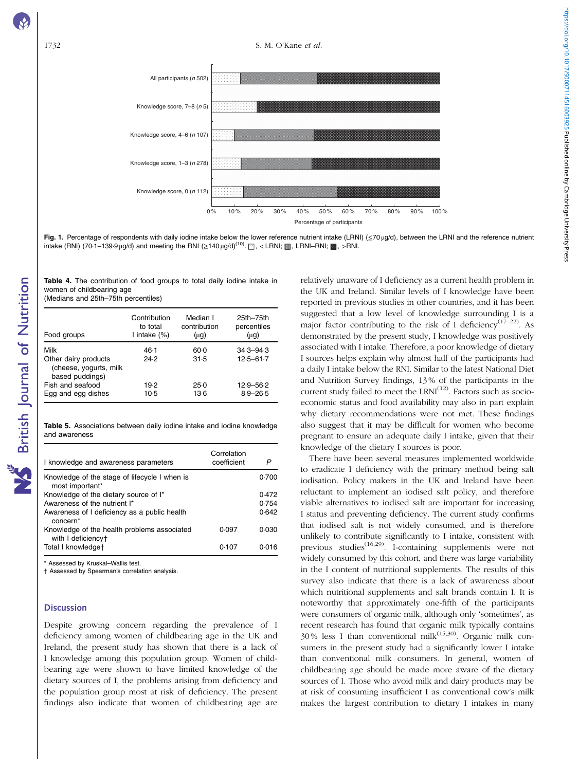All participants (n 502)

Knowledge score, 7–8 (n 5)

Knowledge score, 4–6 (n 107)

Knowledge score, 1–3 (n 278)

Knowledge score, 0 (n 112)

0% 10% 20% 30% 40% 50% 60% 70% 80% 90% 100%

Percentage of participants

**Fig. 1.** Percentage of respondents with daily iodine intake below the lower reference nutrient intake (LRNI) (≤70 µg/d), between the LRNI and the reference nutrient intake (RNI) (70·1–139·9 µg/d) and meeting the RNI (≥140 µg/d)[10]. ☐, <LRNI; ▨, LRNI–RNI; ▩, >RNI.

**Table 4.** The contribution of food groups to total daily iodine intake in women of childbearing age
(Medians and 25th–75th percentiles)

| Food groups | Contribution to total I intake (%) | Median I contribution (µg) | 25th–75th percentiles (µg) |
|---|---|---|---|
| Milk | 46·1 | 60·0 | 34·3–94·3 |
| Other dairy products (cheese, yogurts, milk based puddings) | 24·2 | 31·5 | 12·5–61·7 |
| Fish and seafood | 19·2 | 25·0 | 12·9–56·2 |
| Egg and egg dishes | 10·5 | 13·6 | 8·9–26·5 |

**Table 5.** Associations between daily iodine intake and iodine knowledge and awareness

| I knowledge and awareness parameters | Correlation coefficient | P |
|---|---|---|
| Knowledge of the stage of lifecycle I when is most important* | | 0·700 |
| Knowledge of the dietary source of I* | | 0·472 |
| Awareness of the nutrient I* | | 0·754 |
| Awareness of I deficiency as a public health concern* | | 0·642 |
| Knowledge of the health problems associated with I deficiency† | 0·097 | 0·030 |
| Total I knowledge† | 0·107 | 0·016 |

\* Assessed by Kruskal–Wallis test.
† Assessed by Spearman's correlation analysis.

## Discussion

Despite growing concern regarding the prevalence of I deficiency among women of childbearing age in the UK and Ireland, the present study has shown that there is a lack of I knowledge among this population group. Women of childbearing age were shown to have limited knowledge of the dietary sources of I, the problems arising from deficiency and the population group most at risk of deficiency. The present findings also indicate that women of childbearing age are relatively unaware of I deficiency as a current health problem in the UK and Ireland. Similar levels of I knowledge have been reported in previous studies in other countries, and it has been suggested that a low level of knowledge surrounding I is a major factor contributing to the risk of I deficiency[17–22]. As demonstrated by the present study, I knowledge was positively associated with I intake. Therefore, a poor knowledge of dietary I sources helps explain why almost half of the participants had a daily I intake below the RNI. Similar to the latest National Diet and Nutrition Survey findings, 13 % of the participants in the current study failed to meet the LRNI[12]. Factors such as socio-economic status and food availability may also in part explain why dietary recommendations were not met. These findings also suggest that it may be difficult for women who become pregnant to ensure an adequate daily I intake, given that their knowledge of the dietary I sources is poor.

There have been several measures implemented worldwide to eradicate I deficiency with the primary method being salt iodisation. Policy makers in the UK and Ireland have been reluctant to implement an iodised salt policy, and therefore viable alternatives to iodised salt are important for increasing I status and preventing deficiency. The current study confirms that iodised salt is not widely consumed, and is therefore unlikely to contribute significantly to I intake, consistent with previous studies[16,29]. I-containing supplements were not widely consumed by this cohort, and there was large variability in the I content of nutritional supplements. The results of this survey also indicate that there is a lack of awareness about which nutritional supplements and salt brands contain I. It is noteworthy that approximately one-fifth of the participants were consumers of organic milk, although only 'sometimes', as recent research has found that organic milk typically contains 30 % less I than conventional milk[15,30]. Organic milk consumers in the present study had a significantly lower I intake than conventional milk consumers. In general, women of childbearing age should be made more aware of the dietary sources of I. Those who avoid milk and dairy products may be at risk of consuming insufficient I as conventional cow's milk makes the largest contribution to dietary I intakes in many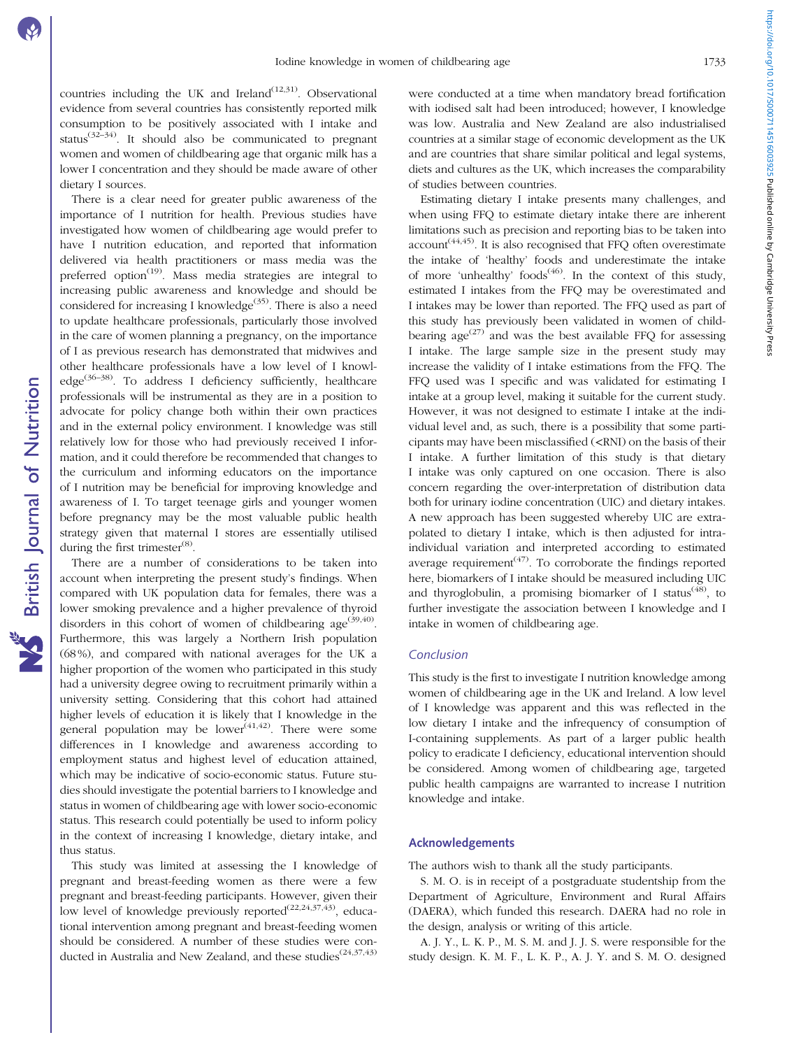countries including the UK and Ireland[12,31]. Observational evidence from several countries has consistently reported milk consumption to be positively associated with I intake and status[32–34]. It should also be communicated to pregnant women and women of childbearing age that organic milk has a lower I concentration and they should be made aware of other dietary I sources.

There is a clear need for greater public awareness of the importance of I nutrition for health. Previous studies have investigated how women of childbearing age would prefer to have I nutrition education, and reported that information delivered via health practitioners or mass media was the preferred option[19]. Mass media strategies are integral to increasing public awareness and knowledge and should be considered for increasing I knowledge[35]. There is also a need to update healthcare professionals, particularly those involved in the care of women planning a pregnancy, on the importance of I as previous research has demonstrated that midwives and other healthcare professionals have a low level of I knowledge[36–38]. To address I deficiency sufficiently, healthcare professionals will be instrumental as they are in a position to advocate for policy change both within their own practices and in the external policy environment. I knowledge was still relatively low for those who had previously received I information, and it could therefore be recommended that changes to the curriculum and informing educators on the importance of I nutrition may be beneficial for improving knowledge and awareness of I. To target teenage girls and younger women before pregnancy may be the most valuable public health strategy given that maternal I stores are essentially utilised during the first trimester[8].

There are a number of considerations to be taken into account when interpreting the present study's findings. When compared with UK population data for females, there was a lower smoking prevalence and a higher prevalence of thyroid disorders in this cohort of women of childbearing age[39,40]. Furthermore, this was largely a Northern Irish population (68 %), and compared with national averages for the UK a higher proportion of the women who participated in this study had a university degree owing to recruitment primarily within a university setting. Considering that this cohort had attained higher levels of education it is likely that I knowledge in the general population may be lower[41,42]. There were some differences in I knowledge and awareness according to employment status and highest level of education attained, which may be indicative of socio-economic status. Future studies should investigate the potential barriers to I knowledge and status in women of childbearing age with lower socio-economic status. This research could potentially be used to inform policy in the context of increasing I knowledge, dietary intake, and thus status.

This study was limited at assessing the I knowledge of pregnant and breast-feeding women as there were a few pregnant and breast-feeding participants. However, given their low level of knowledge previously reported[22,24,37,43], educational intervention among pregnant and breast-feeding women should be considered. A number of these studies were conducted in Australia and New Zealand, and these studies[24,37,43] were conducted at a time when mandatory bread fortification with iodised salt had been introduced; however, I knowledge was low. Australia and New Zealand are also industrialised countries at a similar stage of economic development as the UK and are countries that share similar political and legal systems, diets and cultures as the UK, which increases the comparability of studies between countries.

Estimating dietary I intake presents many challenges, and when using FFQ to estimate dietary intake there are inherent limitations such as precision and reporting bias to be taken into account[44,45]. It is also recognised that FFQ often overestimate the intake of 'healthy' foods and underestimate the intake of more 'unhealthy' foods[46]. In the context of this study, estimated I intakes from the FFQ may be overestimated and I intakes may be lower than reported. The FFQ used as part of this study has previously been validated in women of childbearing age[27] and was the best available FFQ for assessing I intake. The large sample size in the present study may increase the validity of I intake estimations from the FFQ. The FFQ used was I specific and was validated for estimating I intake at a group level, making it suitable for the current study. However, it was not designed to estimate I intake at the individual level and, as such, there is a possibility that some participants may have been misclassified (<RNI) on the basis of their I intake. A further limitation of this study is that dietary I intake was only captured on one occasion. There is also concern regarding the over-interpretation of distribution data both for urinary iodine concentration (UIC) and dietary intakes. A new approach has been suggested whereby UIC are extrapolated to dietary I intake, which is then adjusted for intra-individual variation and interpreted according to estimated average requirement[47]. To corroborate the findings reported here, biomarkers of I intake should be measured including UIC and thyroglobulin, a promising biomarker of I status[48], to further investigate the association between I knowledge and I intake in women of childbearing age.

## Conclusion

This study is the first to investigate I nutrition knowledge among women of childbearing age in the UK and Ireland. A low level of I knowledge was apparent and this was reflected in the low dietary I intake and the infrequency of consumption of I-containing supplements. As part of a larger public health policy to eradicate I deficiency, educational intervention should be considered. Among women of childbearing age, targeted public health campaigns are warranted to increase I nutrition knowledge and intake.

## Acknowledgements

The authors wish to thank all the study participants.

S. M. O. is in receipt of a postgraduate studentship from the Department of Agriculture, Environment and Rural Affairs (DAERA), which funded this research. DAERA had no role in the design, analysis or writing of this article.

A. J. Y., L. K. P., M. S. M. and J. J. S. were responsible for the study design. K. M. F., L. K. P., A. J. Y. and S. M. O. designed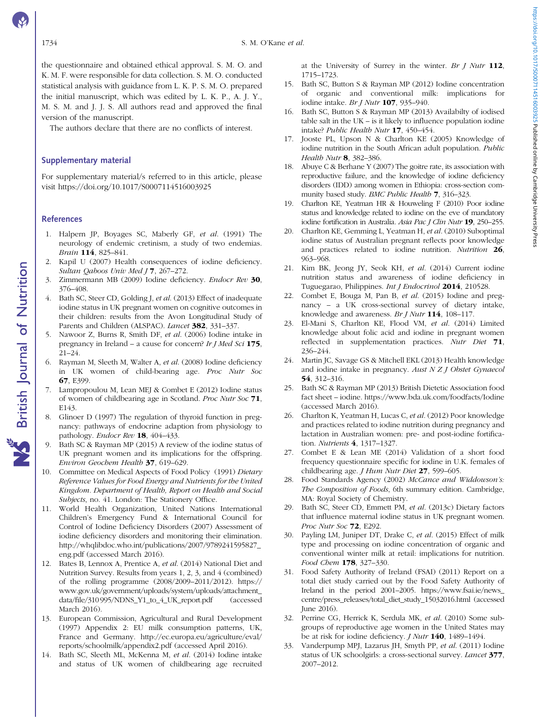the questionnaire and obtained ethical approval. S. M. O. and K. M. F. were responsible for data collection. S. M. O. conducted statistical analysis with guidance from L. K. P. S. M. O. prepared the initial manuscript, which was edited by L. K. P., A. J. Y., M. S. M. and J. J. S. All authors read and approved the final version of the manuscript.

The authors declare that there are no conflicts of interest.

## Supplementary material

For supplementary material/s referred to in this article, please visit https://doi.org/10.1017/S0007114516003925

## References

1. Halpern JP, Boyages SC, Maberly GF, *et al.* (1991) The neurology of endemic cretinism, a study of two endemias. *Brain* **114**, 825–841.
2. Kapil U (2007) Health consequences of iodine deficiency. *Sultan Qaboos Univ Med J* **7**, 267–272.
3. Zimmermann MB (2009) Iodine deficiency. *Endocr Rev* **30**, 376–408.
4. Bath SC, Steer CD, Golding J, *et al.* (2013) Effect of inadequate iodine status in UK pregnant women on cognitive outcomes in their children: results from the Avon Longitudinal Study of Parents and Children (ALSPAC). *Lancet* **382**, 331–337.
5. Nawoor Z, Burns R, Smith DF, *et al.* (2006) Iodine intake in pregnancy in Ireland – a cause for concern? *Ir J Med Sci* **175**, 21–24.
6. Rayman M, Sleeth M, Walter A, *et al.* (2008) Iodine deficiency in UK women of child-bearing age. *Proc Nutr Soc* **67**, E399.
7. Lampropoulou M, Lean MEJ & Combet E (2012) Iodine status of women of childbearing age in Scotland. *Proc Nutr Soc* **71**, E143.
8. Glinoer D (1997) The regulation of thyroid function in pregnancy: pathways of endocrine adaption from physiology to pathology. *Endocr Rev* **18**, 404–433.
9. Bath SC & Rayman MP (2015) A review of the iodine status of UK pregnant women and its implications for the offspring. *Environ Geochem Health* **37**, 619–629.
10. Committee on Medical Aspects of Food Policy (1991) *Dietary Reference Values for Food Energy and Nutrients for the United Kingdom. Department of Health, Report on Health and Social Subjects*, no. 41. London: The Stationery Office.
11. World Health Organization, United Nations International Children's Emergency Fund & International Council for Control of Iodine Deficiency Disorders (2007) Assessment of iodine deficiency disorders and monitoring their elimination. http://whqlibdoc.who.int/publications/2007/9789241595827_eng.pdf (accessed March 2016).
12. Bates B, Lennox A, Prentice A, *et al.* (2014) National Diet and Nutrition Survey. Results from years 1, 2, 3, and 4 (combined) of the rolling programme (2008/2009–2011/2012). https://www.gov.uk/government/uploads/system/uploads/attachment_data/file/310995/NDNS_Y1_to_4_UK_report.pdf (accessed March 2016).
13. European Commission, Agricultural and Rural Development (1997) Appendix 2: EU milk consumption patterns, UK, France and Germany. http://ec.europa.eu/agriculture/eval/reports/schoolmilk/appendix2.pdf (accessed April 2016).
14. Bath SC, Sleeth ML, McKenna M, *et al.* (2014) Iodine intake and status of UK women of childbearing age recruited at the University of Surrey in the winter. *Br J Nutr* **112**, 1715–1723.
15. Bath SC, Button S & Rayman MP (2012) Iodine concentration of organic and conventional milk: implications for iodine intake. *Br J Nutr* **107**, 935–940.
16. Bath SC, Button S & Rayman MP (2013) Availabilty of iodised table salt in the UK – is it likely to influence population iodine intake? *Public Health Nutr* **17**, 450–454.
17. Jooste PL, Upson N & Charlton KE (2005) Knowledge of iodine nutrition in the South African adult population. *Public Health Nutr* **8**, 382–386.
18. Abuye C & Berhane Y (2007) The goitre rate, its association with reproductive failure, and the knowledge of iodine deficiency disorders (IDD) among women in Ethiopia: cross-section community based study. *BMC Public Health* **7**, 316–323.
19. Charlton KE, Yeatman HR & Houweling F (2010) Poor iodine status and knowledge related to iodine on the eve of mandatory iodine fortification in Australia. *Asia Pac J Clin Nutr* **19**, 250–255.
20. Charlton KE, Gemming L, Yeatman H, *et al.* (2010) Suboptimal iodine status of Australian pregnant reflects poor knowledge and practices related to iodine nutrition. *Nutrition* **26**, 963–968.
21. Kim BK, Jeong JY, Seok KH, *et al.* (2014) Current iodine nutrition status and awareness of iodine deficiency in Tuguegarao, Philippines. *Int J Endocrinol* **2014**, 210528.
22. Combet E, Bouga M, Pan B, *et al.* (2015) Iodine and pregnancy – a UK cross-sectional survey of dietary intake, knowledge and awareness. *Br J Nutr* **114**, 108–117.
23. El-Mani S, Charlton KE, Flood VM, *et al.* (2014) Limited knowledge about folic acid and iodine in pregnant women reflected in supplementation practices. *Nutr Diet* **71**, 236–244.
24. Martin JC, Savage GS & Mitchell EKL (2013) Health knowledge and iodine intake in pregnancy. *Aust N Z J Obstet Gynaecol* **54**, 312–316.
25. Bath SC & Rayman MP (2013) British Dietetic Association food fact sheet – iodine. https://www.bda.uk.com/foodfacts/Iodine (accessed March 2016).
26. Charlton K, Yeatman H, Lucas C, *et al.* (2012) Poor knowledge and practices related to iodine nutrition during pregnancy and lactation in Australian women: pre- and post-iodine fortification. *Nutrients* **4**, 1317–1327.
27. Combet E & Lean ME (2014) Validation of a short food frequency questionnaire specific for iodine in U.K. females of childbearing age. *J Hum Nutr Diet* **27**, 599–605.
28. Food Standards Agency (2002) *McCance and Widdowson's: The Composition of Foods*, 6th summary edition. Cambridge, MA: Royal Society of Chemistry.
29. Bath SC, Steer CD, Emmett PM, *et al.* (2013c) Dietary factors that influence maternal iodine status in UK pregnant women. *Proc Nutr Soc* **72**, E292.
30. Payling LM, Juniper DT, Drake C, *et al.* (2015) Effect of milk type and processing on iodine concentration of organic and conventional winter milk at retail: implications for nutrition. *Food Chem* **178**, 327–330.
31. Food Safety Authority of Ireland (FSAI) (2011) Report on a total diet study carried out by the Food Safety Authority of Ireland in the period 2001–2005. https://www.fsai.ie/news_centre/press_releases/total_diet_study_15032016.html (accessed June 2016).
32. Perrine CG, Herrick K, Serdula MK, *et al.* (2010) Some subgroups of reproductive age women in the United States may be at risk for iodine deficiency. *J Nutr* **140**, 1489–1494.
33. Vanderpump MPJ, Lazarus JH, Smyth PP, *et al.* (2011) Iodine status of UK schoolgirls: a cross-sectional survey. *Lancet* **377**, 2007–2012.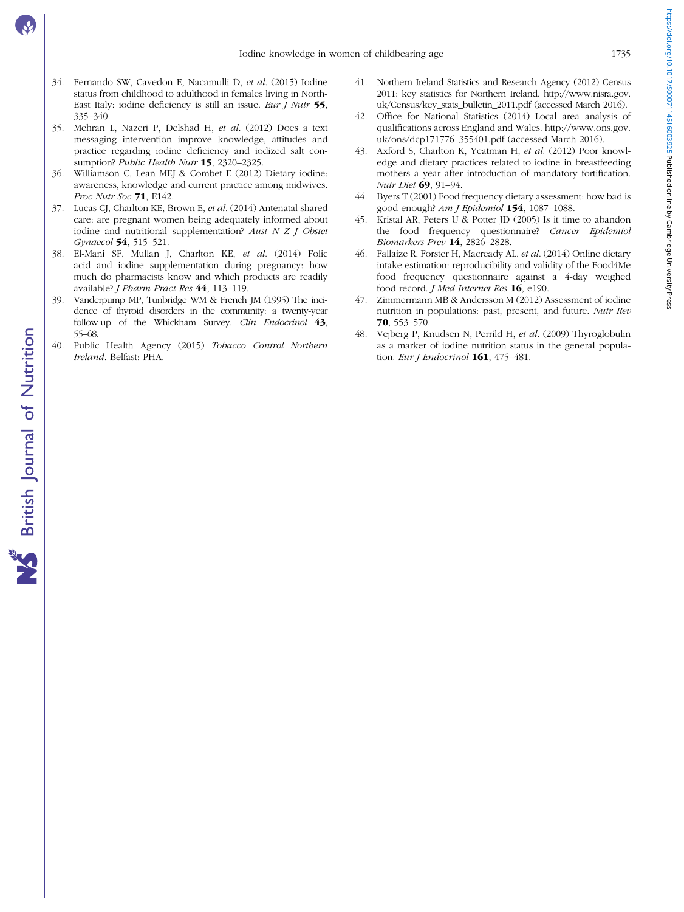34. Fernando SW, Cavedon E, Nacamulli D, *et al*. (2015) Iodine status from childhood to adulthood in females living in North-East Italy: iodine deficiency is still an issue. *Eur J Nutr* **55**, 335–340.
35. Mehran L, Nazeri P, Delshad H, *et al*. (2012) Does a text messaging intervention improve knowledge, attitudes and practice regarding iodine deficiency and iodized salt consumption? *Public Health Nutr* **15**, 2320–2325.
36. Williamson C, Lean MEJ & Combet E (2012) Dietary iodine: awareness, knowledge and current practice among midwives. *Proc Nutr Soc* **71**, E142.
37. Lucas CJ, Charlton KE, Brown E, *et al*. (2014) Antenatal shared care: are pregnant women being adequately informed about iodine and nutritional supplementation? *Aust N Z J Obstet Gynaecol* **54**, 515–521.
38. El-Mani SF, Mullan J, Charlton KE, *et al*. (2014) Folic acid and iodine supplementation during pregnancy: how much do pharmacists know and which products are readily available? *J Pharm Pract Res* **44**, 113–119.
39. Vanderpump MP, Tunbridge WM & French JM (1995) The incidence of thyroid disorders in the community: a twenty-year follow-up of the Whickham Survey. *Clin Endocrinol* **43**, 55–68.
40. Public Health Agency (2015) *Tobacco Control Northern Ireland*. Belfast: PHA.
41. Northern Ireland Statistics and Research Agency (2012) Census 2011: key statistics for Northern Ireland. http://www.nisra.gov.uk/Census/key_stats_bulletin_2011.pdf (accessed March 2016).
42. Office for National Statistics (2014) Local area analysis of qualifications across England and Wales. http://www.ons.gov.uk/ons/dcp171776_355401.pdf (accessed March 2016).
43. Axford S, Charlton K, Yeatman H, *et al*. (2012) Poor knowledge and dietary practices related to iodine in breastfeeding mothers a year after introduction of mandatory fortification. *Nutr Diet* **69**, 91–94.
44. Byers T (2001) Food frequency dietary assessment: how bad is good enough? *Am J Epidemiol* **154**, 1087–1088.
45. Kristal AR, Peters U & Potter JD (2005) Is it time to abandon the food frequency questionnaire? *Cancer Epidemiol Biomarkers Prev* **14**, 2826–2828.
46. Fallaize R, Forster H, Macready AL, *et al*. (2014) Online dietary intake estimation: reproducibility and validity of the Food4Me food frequency questionnaire against a 4-day weighed food record. *J Med Internet Res* **16**, e190.
47. Zimmermann MB & Andersson M (2012) Assessment of iodine nutrition in populations: past, present, and future. *Nutr Rev* **70**, 553–570.
48. Vejberg P, Knudsen N, Perrild H, *et al*. (2009) Thyroglobulin as a marker of iodine nutrition status in the general population. *Eur J Endocrinol* **161**, 475–481.